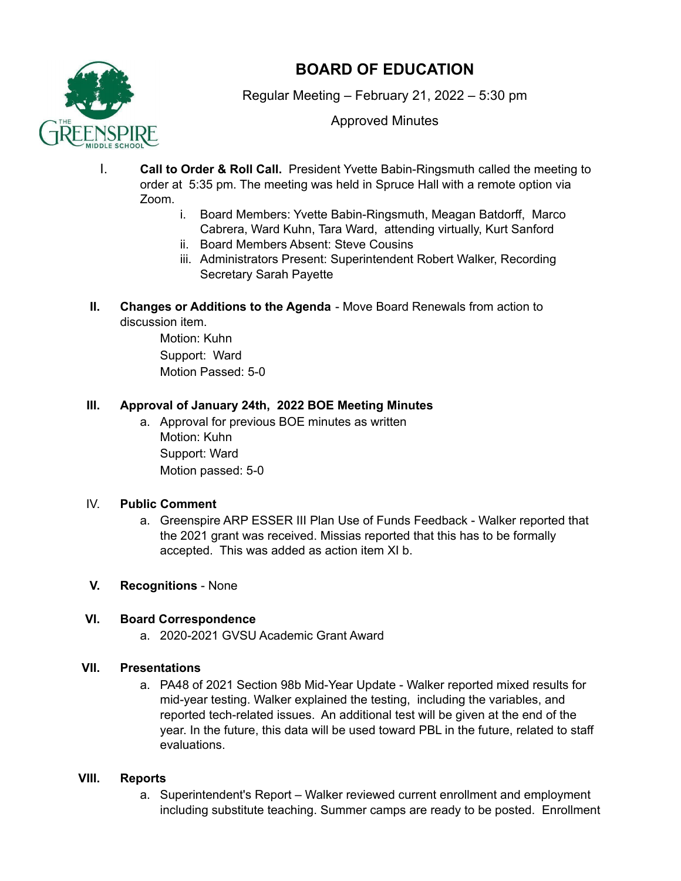# BOARD OF EDUCATION

Regular Meeting – February 21, 2022 – 5:30 pm

Approved Minutes

I. **Call to Order & Roll Call.** President Yvette Babin-Ringsmuth called the meeting to order at 5:35 pm. The meeting was held in Spruce Hall with a remote option via Zoom.

   i. Board Members: Yvette Babin-Ringsmuth, Meagan Batdorff, Marco Cabrera, Ward Kuhn, Tara Ward, attending virtually, Kurt Sanford
   ii. Board Members Absent: Steve Cousins
   iii. Administrators Present: Superintendent Robert Walker, Recording Secretary Sarah Payette

II. **Changes or Additions to the Agenda** - Move Board Renewals from action to discussion item.

   Motion: Kuhn
   Support: Ward
   Motion Passed: 5-0

III. **Approval of January 24th, 2022 BOE Meeting Minutes**

   a. Approval for previous BOE minutes as written
      Motion: Kuhn
      Support: Ward
      Motion passed: 5-0

IV. **Public Comment**

   a. Greenspire ARP ESSER III Plan Use of Funds Feedback - Walker reported that the 2021 grant was received. Missias reported that this has to be formally accepted. This was added as action item XI b.

V. **Recognitions** - None

VI. **Board Correspondence**

   a. 2020-2021 GVSU Academic Grant Award

VII. **Presentations**

   a. PA48 of 2021 Section 98b Mid-Year Update - Walker reported mixed results for mid-year testing. Walker explained the testing, including the variables, and reported tech-related issues. An additional test will be given at the end of the year. In the future, this data will be used toward PBL in the future, related to staff evaluations.

VIII. **Reports**

   a. Superintendent's Report – Walker reviewed current enrollment and employment including substitute teaching. Summer camps are ready to be posted. Enrollment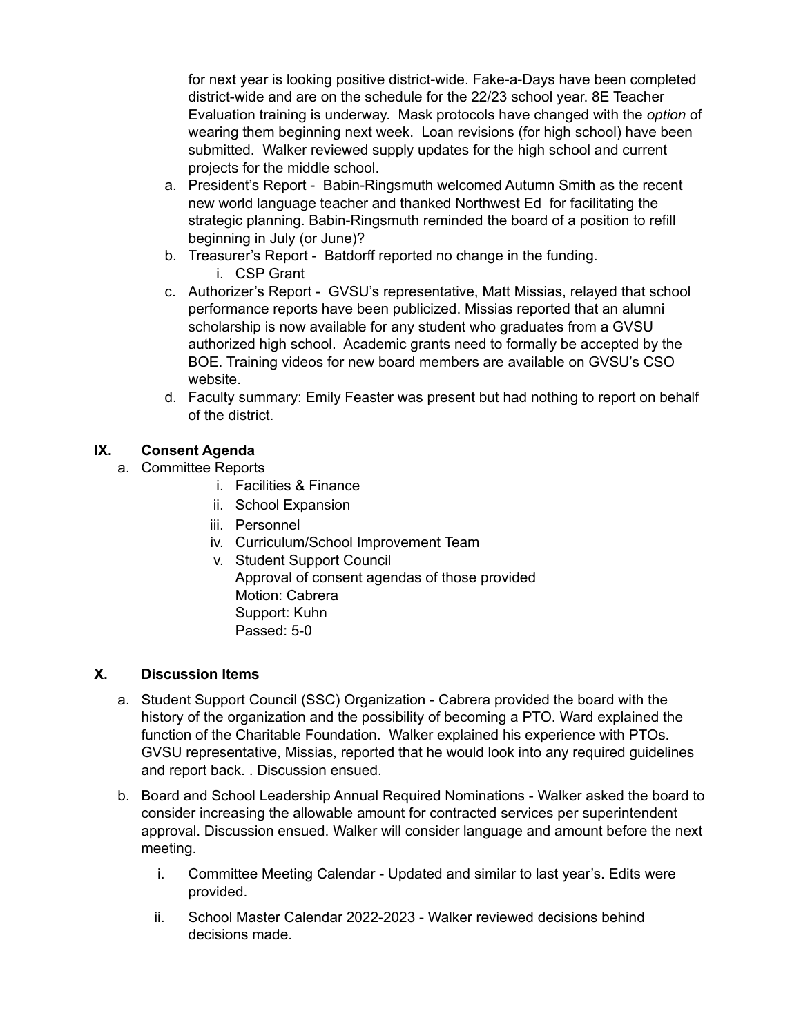for next year is looking positive district-wide. Fake-a-Days have been completed district-wide and are on the schedule for the 22/23 school year. 8E Teacher Evaluation training is underway. Mask protocols have changed with the *option* of wearing them beginning next week. Loan revisions (for high school) have been submitted. Walker reviewed supply updates for the high school and current projects for the middle school.

a. President's Report - Babin-Ringsmuth welcomed Autumn Smith as the recent new world language teacher and thanked Northwest Ed for facilitating the strategic planning. Babin-Ringsmuth reminded the board of a position to refill beginning in July (or June)?
b. Treasurer's Report - Batdorff reported no change in the funding.
    i. CSP Grant
c. Authorizer's Report - GVSU's representative, Matt Missias, relayed that school performance reports have been publicized. Missias reported that an alumni scholarship is now available for any student who graduates from a GVSU authorized high school. Academic grants need to formally be accepted by the BOE. Training videos for new board members are available on GVSU's CSO website.
d. Faculty summary: Emily Feaster was present but had nothing to report on behalf of the district.

## IX. Consent Agenda

a. Committee Reports
    i. Facilities & Finance
    ii. School Expansion
    iii. Personnel
    iv. Curriculum/School Improvement Team
    v. Student Support Council

    Approval of consent agendas of those provided  
    Motion: Cabrera  
    Support: Kuhn  
    Passed: 5-0

## X. Discussion Items

a. Student Support Council (SSC) Organization - Cabrera provided the board with the history of the organization and the possibility of becoming a PTO. Ward explained the function of the Charitable Foundation. Walker explained his experience with PTOs. GVSU representative, Missias, reported that he would look into any required guidelines and report back. . Discussion ensued.
b. Board and School Leadership Annual Required Nominations - Walker asked the board to consider increasing the allowable amount for contracted services per superintendent approval. Discussion ensued. Walker will consider language and amount before the next meeting.
    i. Committee Meeting Calendar - Updated and similar to last year's. Edits were provided.
    ii. School Master Calendar 2022-2023 - Walker reviewed decisions behind decisions made.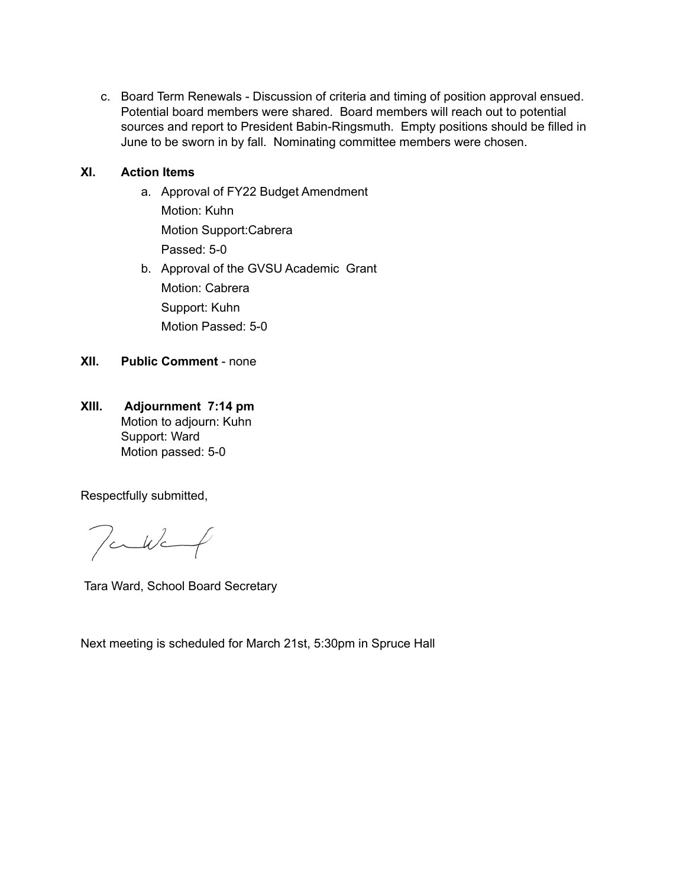c. Board Term Renewals - Discussion of criteria and timing of position approval ensued. Potential board members were shared. Board members will reach out to potential sources and report to President Babin-Ringsmuth. Empty positions should be filled in June to be sworn in by fall. Nominating committee members were chosen.

## XI. Action Items

a. Approval of FY22 Budget Amendment
   Motion: Kuhn
   Motion Support:Cabrera
   Passed: 5-0

b. Approval of the GVSU Academic Grant
   Motion: Cabrera
   Support: Kuhn
   Motion Passed: 5-0

## XII. Public Comment - none

## XIII. Adjournment 7:14 pm

Motion to adjourn: Kuhn
Support: Ward
Motion passed: 5-0

Respectfully submitted,

Tara Ward, School Board Secretary

Next meeting is scheduled for March 21st, 5:30pm in Spruce Hall